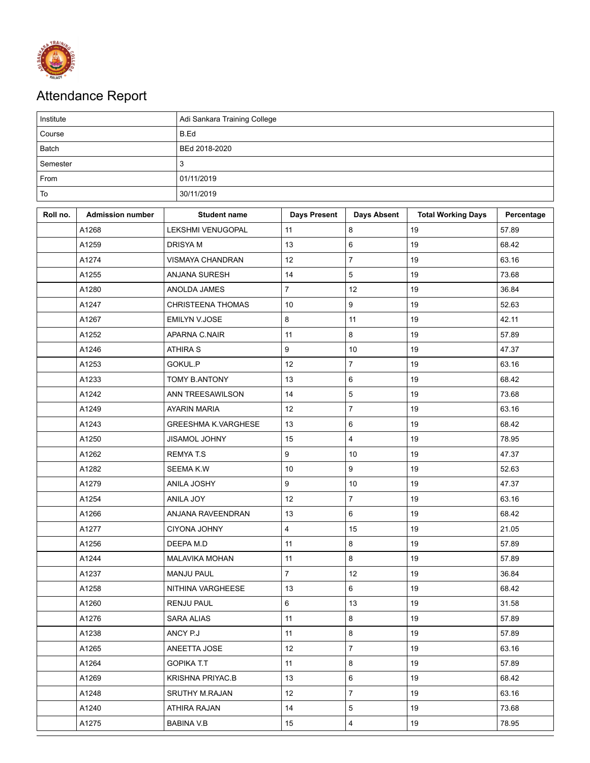# Attendance Report

| | |
|---|---|
| Institute | Adi Sankara Training College |
| Course | B.Ed |
| Batch | BEd 2018-2020 |
| Semester | 3 |
| From | 01/11/2019 |
| To | 30/11/2019 |

| Roll no. | Admission number | Student name | Days Present | Days Absent | Total Working Days | Percentage |
|---|---|---|---|---|---|---|
| | A1268 | LEKSHMI VENUGOPAL | 11 | 8 | 19 | 57.89 |
| | A1259 | DRISYA M | 13 | 6 | 19 | 68.42 |
| | A1274 | VISMAYA CHANDRAN | 12 | 7 | 19 | 63.16 |
| | A1255 | ANJANA SURESH | 14 | 5 | 19 | 73.68 |
| | A1280 | ANOLDA JAMES | 7 | 12 | 19 | 36.84 |
| | A1247 | CHRISTEENA THOMAS | 10 | 9 | 19 | 52.63 |
| | A1267 | EMILYN V.JOSE | 8 | 11 | 19 | 42.11 |
| | A1252 | APARNA C.NAIR | 11 | 8 | 19 | 57.89 |
| | A1246 | ATHIRA S | 9 | 10 | 19 | 47.37 |
| | A1253 | GOKUL.P | 12 | 7 | 19 | 63.16 |
| | A1233 | TOMY B.ANTONY | 13 | 6 | 19 | 68.42 |
| | A1242 | ANN TREESAWILSON | 14 | 5 | 19 | 73.68 |
| | A1249 | AYARIN MARIA | 12 | 7 | 19 | 63.16 |
| | A1243 | GREESHMA K.VARGHESE | 13 | 6 | 19 | 68.42 |
| | A1250 | JISAMOL JOHNY | 15 | 4 | 19 | 78.95 |
| | A1262 | REMYA T.S | 9 | 10 | 19 | 47.37 |
| | A1282 | SEEMA K.W | 10 | 9 | 19 | 52.63 |
| | A1279 | ANILA JOSHY | 9 | 10 | 19 | 47.37 |
| | A1254 | ANILA JOY | 12 | 7 | 19 | 63.16 |
| | A1266 | ANJANA RAVEENDRAN | 13 | 6 | 19 | 68.42 |
| | A1277 | CIYONA JOHNY | 4 | 15 | 19 | 21.05 |
| | A1256 | DEEPA M.D | 11 | 8 | 19 | 57.89 |
| | A1244 | MALAVIKA MOHAN | 11 | 8 | 19 | 57.89 |
| | A1237 | MANJU PAUL | 7 | 12 | 19 | 36.84 |
| | A1258 | NITHINA VARGHEESE | 13 | 6 | 19 | 68.42 |
| | A1260 | RENJU PAUL | 6 | 13 | 19 | 31.58 |
| | A1276 | SARA ALIAS | 11 | 8 | 19 | 57.89 |
| | A1238 | ANCY P.J | 11 | 8 | 19 | 57.89 |
| | A1265 | ANEETTA JOSE | 12 | 7 | 19 | 63.16 |
| | A1264 | GOPIKA T.T | 11 | 8 | 19 | 57.89 |
| | A1269 | KRISHNA PRIYAC.B | 13 | 6 | 19 | 68.42 |
| | A1248 | SRUTHY M.RAJAN | 12 | 7 | 19 | 63.16 |
| | A1240 | ATHIRA RAJAN | 14 | 5 | 19 | 73.68 |
| | A1275 | BABINA V.B | 15 | 4 | 19 | 78.95 |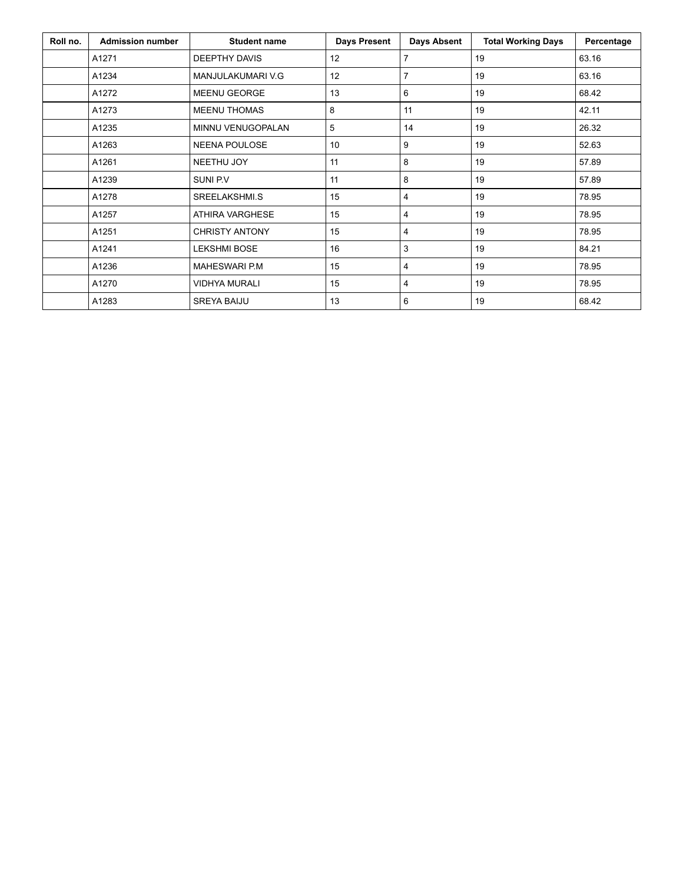| Roll no. | Admission number | Student name | Days Present | Days Absent | Total Working Days | Percentage |
|---|---|---|---|---|---|---|
| | A1271 | DEEPTHY DAVIS | 12 | 7 | 19 | 63.16 |
| | A1234 | MANJULAKUMARI V.G | 12 | 7 | 19 | 63.16 |
| | A1272 | MEENU GEORGE | 13 | 6 | 19 | 68.42 |
| | A1273 | MEENU THOMAS | 8 | 11 | 19 | 42.11 |
| | A1235 | MINNU VENUGOPALAN | 5 | 14 | 19 | 26.32 |
| | A1263 | NEENA POULOSE | 10 | 9 | 19 | 52.63 |
| | A1261 | NEETHU JOY | 11 | 8 | 19 | 57.89 |
| | A1239 | SUNI P.V | 11 | 8 | 19 | 57.89 |
| | A1278 | SREELAKSHMI.S | 15 | 4 | 19 | 78.95 |
| | A1257 | ATHIRA VARGHESE | 15 | 4 | 19 | 78.95 |
| | A1251 | CHRISTY ANTONY | 15 | 4 | 19 | 78.95 |
| | A1241 | LEKSHMI BOSE | 16 | 3 | 19 | 84.21 |
| | A1236 | MAHESWARI P.M | 15 | 4 | 19 | 78.95 |
| | A1270 | VIDHYA MURALI | 15 | 4 | 19 | 78.95 |
| | A1283 | SREYA BAIJU | 13 | 6 | 19 | 68.42 |